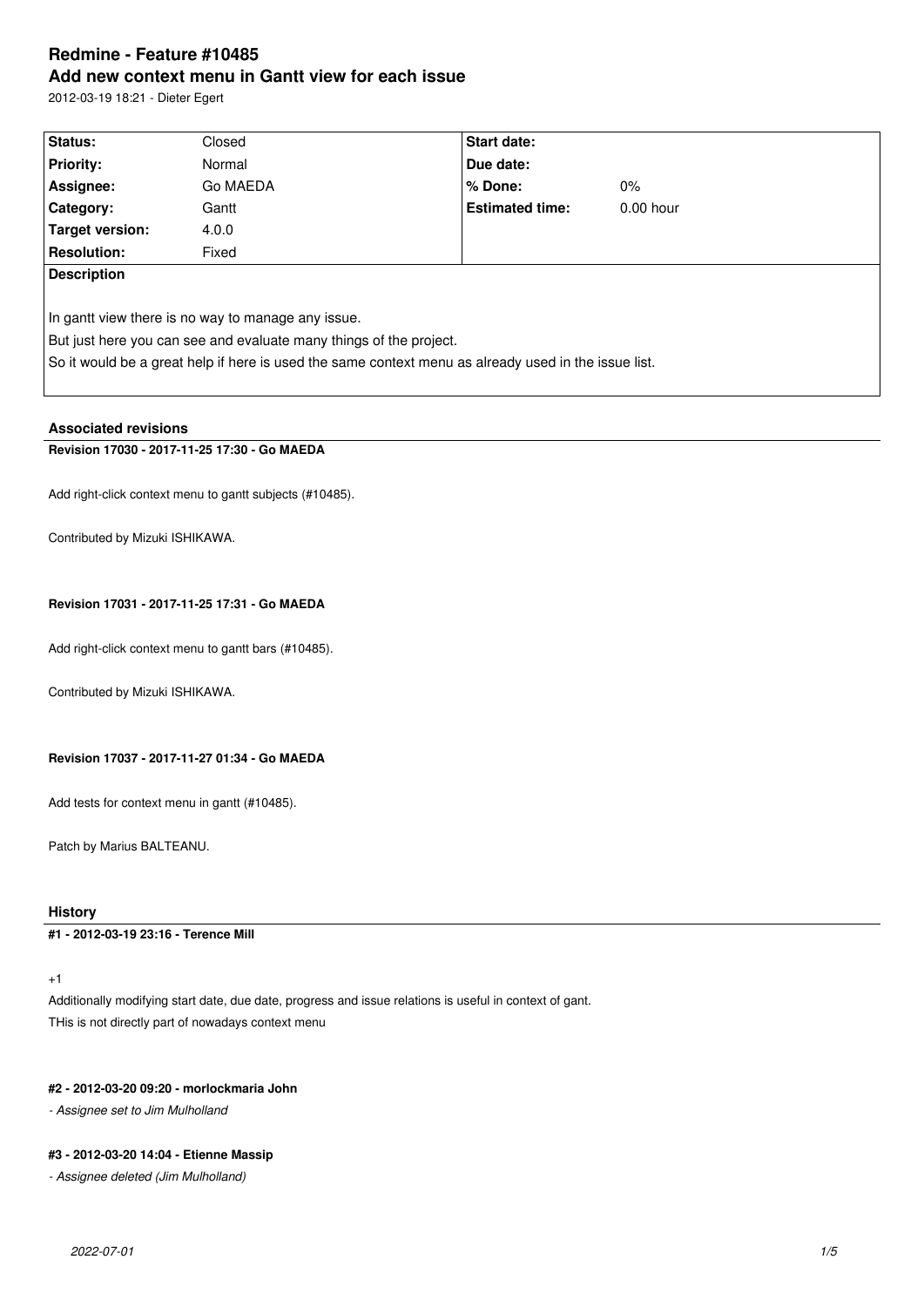# Redmine - Feature #10485

## Add new context menu in Gantt view for each issue

2012-03-19 18:21 - Dieter Egert

| Status: | Closed | Start date: | |
|---|---|---|---|
| Priority: | Normal | Due date: | |
| Assignee: | Go MAEDA | % Done: | 0% |
| Category: | Gantt | Estimated time: | 0.00 hour |
| Target version: | 4.0.0 | | |
| Resolution: | Fixed | | |

**Description**

In gantt view there is no way to manage any issue.
But just here you can see and evaluate many things of the project.
So it would be a great help if here is used the same context menu as already used in the issue list.

### Associated revisions

**Revision 17030 - 2017-11-25 17:30 - Go MAEDA**

Add right-click context menu to gantt subjects (#10485).

Contributed by Mizuki ISHIKAWA.

**Revision 17031 - 2017-11-25 17:31 - Go MAEDA**

Add right-click context menu to gantt bars (#10485).

Contributed by Mizuki ISHIKAWA.

**Revision 17037 - 2017-11-27 01:34 - Go MAEDA**

Add tests for context menu in gantt (#10485).

Patch by Marius BALTEANU.

### History

**#1 - 2012-03-19 23:16 - Terence Mill**

+1
Additionally modifying start date, due date, progress and issue relations is useful in context of gant.
THis is not directly part of nowadays context menu

**#2 - 2012-03-20 09:20 - morlockmaria John**

*- Assignee set to Jim Mulholland*

**#3 - 2012-03-20 14:04 - Etienne Massip**

*- Assignee deleted (Jim Mulholland)*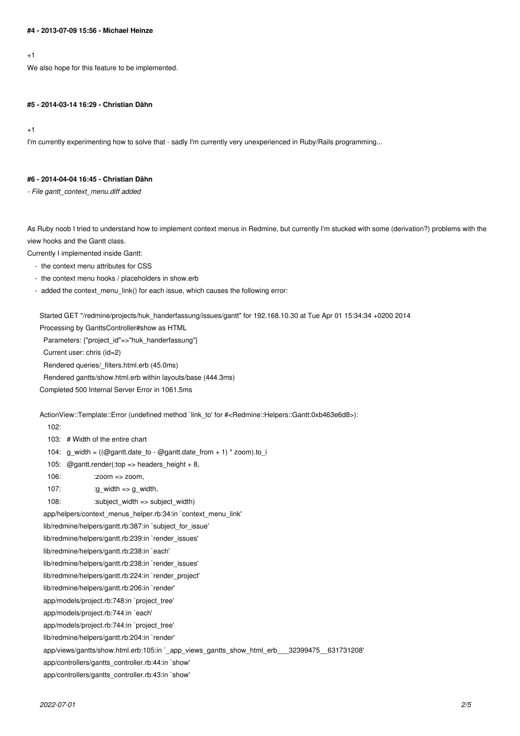#### #4 - 2013-07-09 15:56 - Michael Heinze

+1

We also hope for this feature to be implemented.

#### #5 - 2014-03-14 16:29 - Christian Dähn

+1

I'm currently experimenting how to solve that - sadly I'm currently very unexperienced in Ruby/Rails programming...

#### #6 - 2014-04-04 16:45 - Christian Dähn

*- File gantt_context_menu.diff added*

As Ruby noob I tried to understand how to implement context menus in Redmine, but currently I'm stucked with some (derivation?) problems with the view hooks and the Gantt class.

Currently I implemented inside Gantt:

- the context menu attributes for CSS
- the context menu hooks / placeholders in show.erb
- added the context_menu_link() for each issue, which causes the following error:

```
Started GET "/redmine/projects/huk_handerfassung/issues/gantt" for 192.168.10.30 at Tue Apr 01 15:34:34 +0200 2014
Processing by GanttsController#show as HTML
  Parameters: {"project_id"=>"huk_handerfassung"}
  Current user: chris (id=2)
  Rendered queries/_filters.html.erb (45.0ms)
  Rendered gantts/show.html.erb within layouts/base (444.3ms)
Completed 500 Internal Server Error in 1061.5ms

ActionView::Template::Error (undefined method `link_to' for #<Redmine::Helpers::Gantt:0xb463e6d8>):
    102:
    103:   # Width of the entire chart
    104:   g_width = ((@gantt.date_to - @gantt.date_from + 1) * zoom).to_i
    105:   @gantt.render(:top => headers_height + 8,
    106:                 :zoom => zoom,
    107:                 :g_width => g_width,
    108:                 :subject_width => subject_width)
  app/helpers/context_menus_helper.rb:34:in `context_menu_link'
  lib/redmine/helpers/gantt.rb:387:in `subject_for_issue'
  lib/redmine/helpers/gantt.rb:239:in `render_issues'
  lib/redmine/helpers/gantt.rb:238:in `each'
  lib/redmine/helpers/gantt.rb:238:in `render_issues'
  lib/redmine/helpers/gantt.rb:224:in `render_project'
  lib/redmine/helpers/gantt.rb:206:in `render'
  app/models/project.rb:748:in `project_tree'
  app/models/project.rb:744:in `each'
  app/models/project.rb:744:in `project_tree'
  lib/redmine/helpers/gantt.rb:204:in `render'
  app/views/gantts/show.html.erb:105:in `_app_views_gantts_show_html_erb___32399475__631731208'
  app/controllers/gantts_controller.rb:44:in `show'
  app/controllers/gantts_controller.rb:43:in `show'
```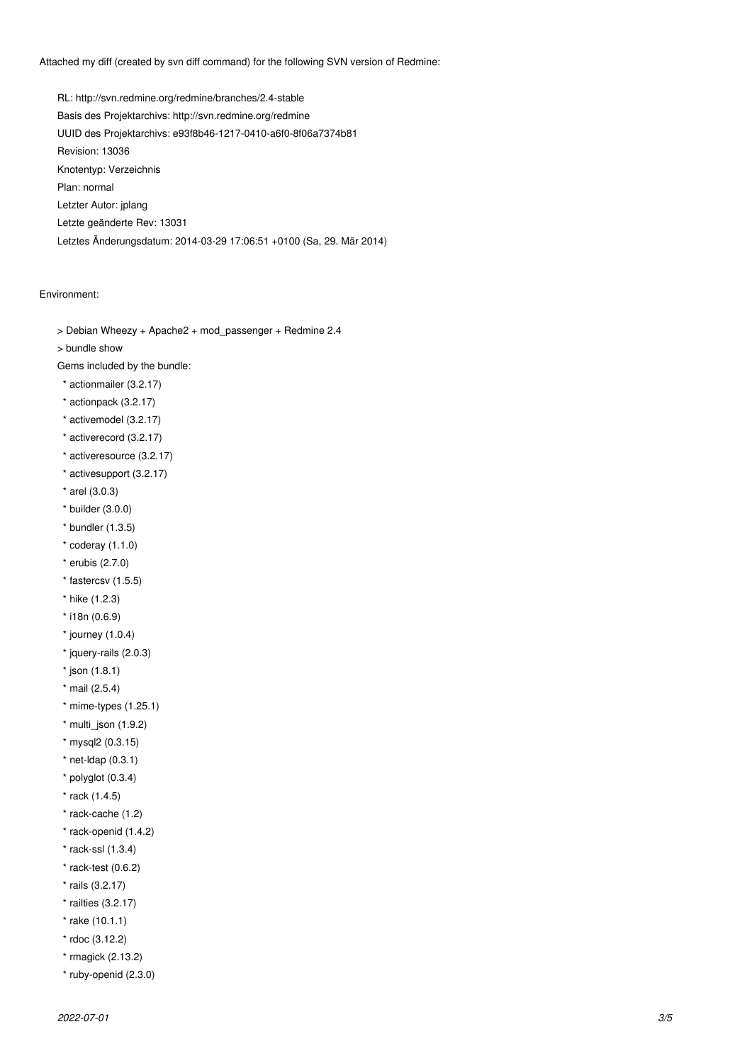Attached my diff (created by svn diff command) for the following SVN version of Redmine:

```
RL: http://svn.redmine.org/redmine/branches/2.4-stable
Basis des Projektarchivs: http://svn.redmine.org/redmine
UUID des Projektarchivs: e93f8b46-1217-0410-a6f0-8f06a7374b81
Revision: 13036
Knotentyp: Verzeichnis
Plan: normal
Letzter Autor: jplang
Letzte geänderte Rev: 13031
Letztes Änderungsdatum: 2014-03-29 17:06:51 +0100 (Sa, 29. Mär 2014)
```

Environment:

```
> Debian Wheezy + Apache2 + mod_passenger + Redmine 2.4
> bundle show
Gems included by the bundle:
  * actionmailer (3.2.17)
  * actionpack (3.2.17)
  * activemodel (3.2.17)
  * activerecord (3.2.17)
  * activeresource (3.2.17)
  * activesupport (3.2.17)
  * arel (3.0.3)
  * builder (3.0.0)
  * bundler (1.3.5)
  * coderay (1.1.0)
  * erubis (2.7.0)
  * fastercsv (1.5.5)
  * hike (1.2.3)
  * i18n (0.6.9)
  * journey (1.0.4)
  * jquery-rails (2.0.3)
  * json (1.8.1)
  * mail (2.5.4)
  * mime-types (1.25.1)
  * multi_json (1.9.2)
  * mysql2 (0.3.15)
  * net-ldap (0.3.1)
  * polyglot (0.3.4)
  * rack (1.4.5)
  * rack-cache (1.2)
  * rack-openid (1.4.2)
  * rack-ssl (1.3.4)
  * rack-test (0.6.2)
  * rails (3.2.17)
  * railties (3.2.17)
  * rake (10.1.1)
  * rdoc (3.12.2)
  * rmagick (2.13.2)
  * ruby-openid (2.3.0)
```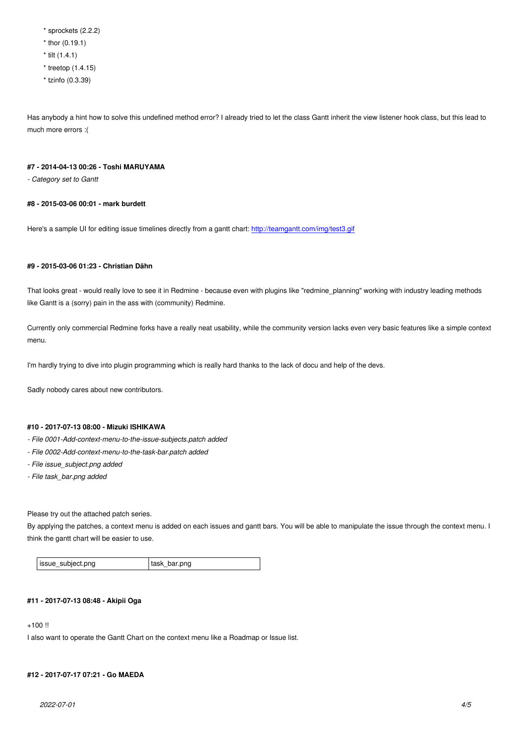* sprockets (2.2.2)
* thor (0.19.1)
* tilt (1.4.1)
* treetop (1.4.15)
* tzinfo (0.3.39)

Has anybody a hint how to solve this undefined method error? I already tried to let the class Gantt inherit the view listener hook class, but this lead to much more errors :(

#### #7 - 2014-04-13 00:26 - Toshi MARUYAMA

*- Category set to Gantt*

#### #8 - 2015-03-06 00:01 - mark burdett

Here's a sample UI for editing issue timelines directly from a gantt chart: http://teamgantt.com/img/test3.gif

#### #9 - 2015-03-06 01:23 - Christian Dähn

That looks great - would really love to see it in Redmine - because even with plugins like "redmine_planning" working with industry leading methods like Gantt is a (sorry) pain in the ass with (community) Redmine.

Currently only commercial Redmine forks have a really neat usability, while the community version lacks even very basic features like a simple context menu.

I'm hardly trying to dive into plugin programming which is really hard thanks to the lack of docu and help of the devs.

Sadly nobody cares about new contributors.

#### #10 - 2017-07-13 08:00 - Mizuki ISHIKAWA

*- File 0001-Add-context-menu-to-the-issue-subjects.patch added*
*- File 0002-Add-context-menu-to-the-task-bar.patch added*
*- File issue_subject.png added*
*- File task_bar.png added*

Please try out the attached patch series.
By applying the patches, a context menu is added on each issues and gantt bars. You will be able to manipulate the issue through the context menu. I think the gantt chart will be easier to use.

| issue_subject.png | task_bar.png |
|---|---|

#### #11 - 2017-07-13 08:48 - Akipii Oga

+100 !!
I also want to operate the Gantt Chart on the context menu like a Roadmap or Issue list.

#### #12 - 2017-07-17 07:21 - Go MAEDA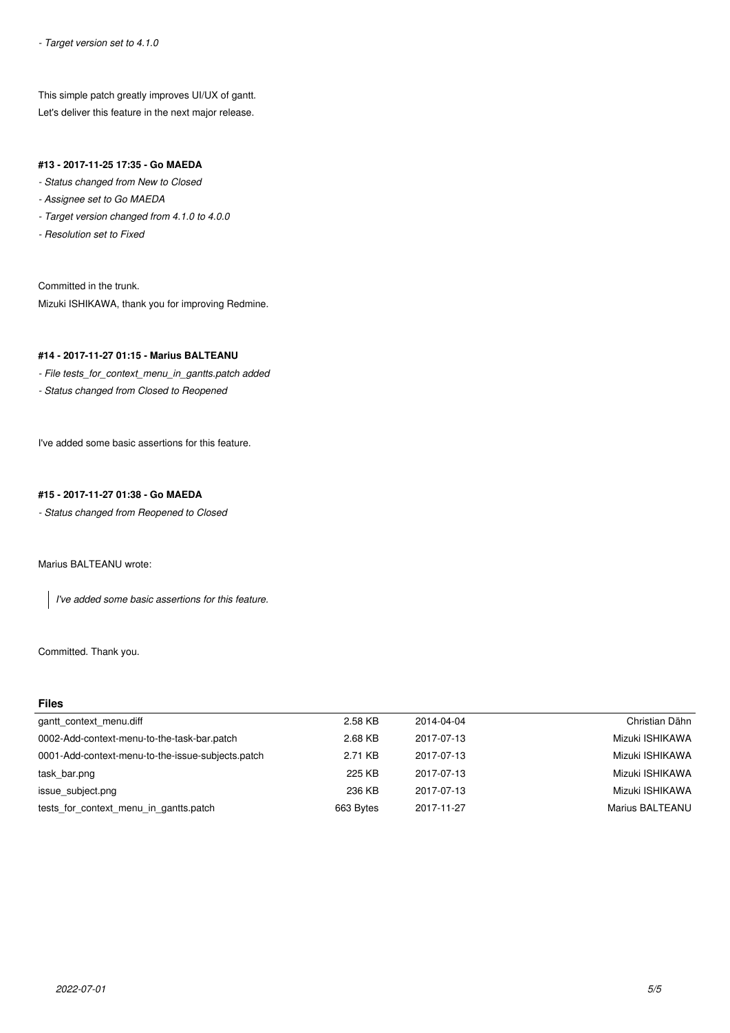*- Target version set to 4.1.0*

This simple patch greatly improves UI/UX of gantt.
Let's deliver this feature in the next major release.

#### #13 - 2017-11-25 17:35 - Go MAEDA

*- Status changed from New to Closed*

*- Assignee set to Go MAEDA*

*- Target version changed from 4.1.0 to 4.0.0*

*- Resolution set to Fixed*

Committed in the trunk.
Mizuki ISHIKAWA, thank you for improving Redmine.

#### #14 - 2017-11-27 01:15 - Marius BALTEANU

*- File tests_for_context_menu_in_gantts.patch added*

*- Status changed from Closed to Reopened*

I've added some basic assertions for this feature.

#### #15 - 2017-11-27 01:38 - Go MAEDA

*- Status changed from Reopened to Closed*

Marius BALTEANU wrote:

> *I've added some basic assertions for this feature.*

Committed. Thank you.

#### Files

| | | | |
|---|---|---|---|
| gantt_context_menu.diff | 2.58 KB | 2014-04-04 | Christian Dähn |
| 0002-Add-context-menu-to-the-task-bar.patch | 2.68 KB | 2017-07-13 | Mizuki ISHIKAWA |
| 0001-Add-context-menu-to-the-issue-subjects.patch | 2.71 KB | 2017-07-13 | Mizuki ISHIKAWA |
| task_bar.png | 225 KB | 2017-07-13 | Mizuki ISHIKAWA |
| issue_subject.png | 236 KB | 2017-07-13 | Mizuki ISHIKAWA |
| tests_for_context_menu_in_gantts.patch | 663 Bytes | 2017-11-27 | Marius BALTEANU |